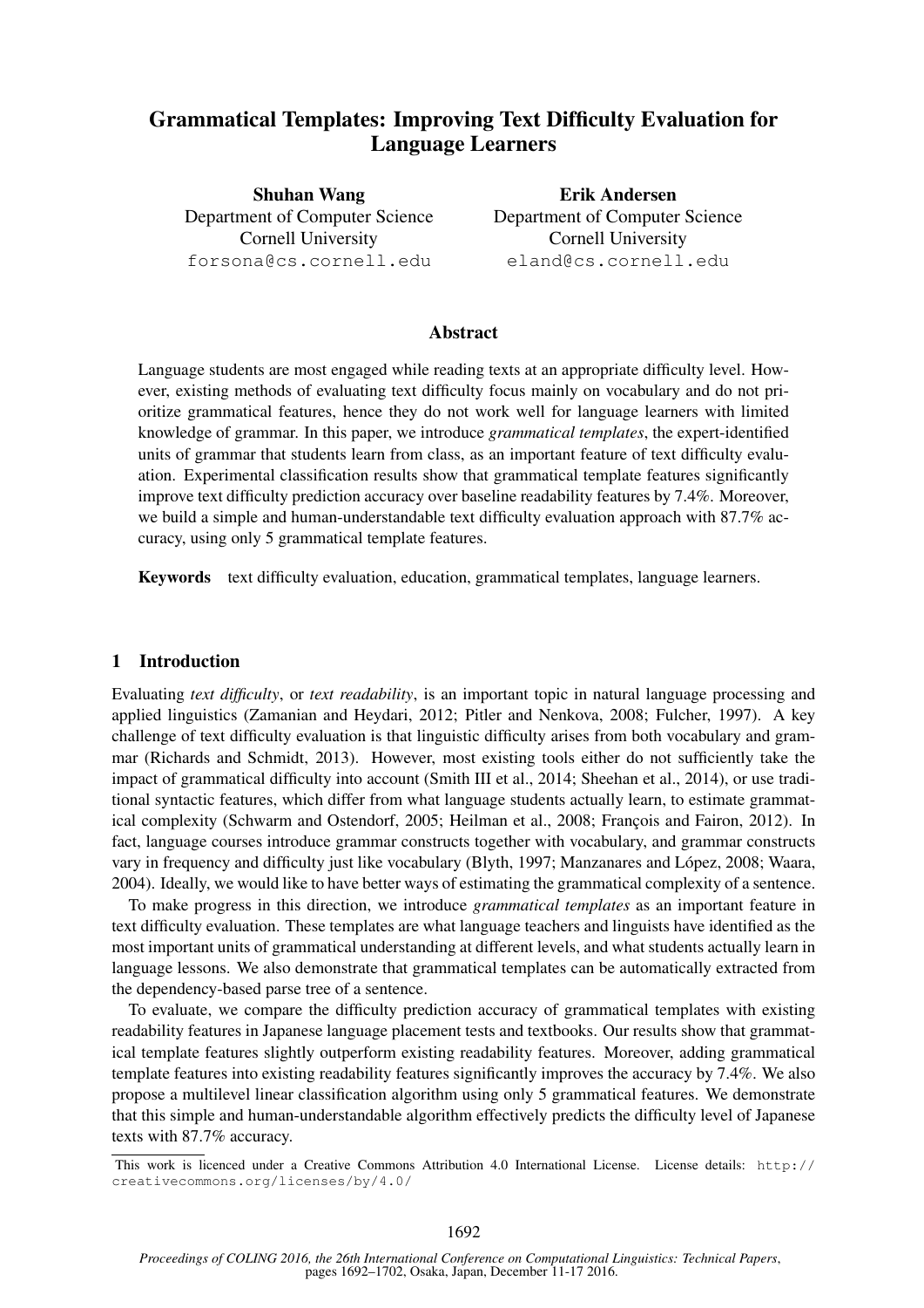# Grammatical Templates: Improving Text Difficulty Evaluation for Language Learners

**Shuhan Wang**
Department of Computer Science
Cornell University
forsona@cs.cornell.edu

**Erik Andersen**
Department of Computer Science
Cornell University
eland@cs.cornell.edu

## Abstract

Language students are most engaged while reading texts at an appropriate difficulty level. However, existing methods of evaluating text difficulty focus mainly on vocabulary and do not prioritize grammatical features, hence they do not work well for language learners with limited knowledge of grammar. In this paper, we introduce *grammatical templates*, the expert-identified units of grammar that students learn from class, as an important feature of text difficulty evaluation. Experimental classification results show that grammatical template features significantly improve text difficulty prediction accuracy over baseline readability features by 7.4%. Moreover, we build a simple and human-understandable text difficulty evaluation approach with 87.7% accuracy, using only 5 grammatical template features.

**Keywords** text difficulty evaluation, education, grammatical templates, language learners.

## 1 Introduction

Evaluating *text difficulty*, or *text readability*, is an important topic in natural language processing and applied linguistics (Zamanian and Heydari, 2012; Pitler and Nenkova, 2008; Fulcher, 1997). A key challenge of text difficulty evaluation is that linguistic difficulty arises from both vocabulary and grammar (Richards and Schmidt, 2013). However, most existing tools either do not sufficiently take the impact of grammatical difficulty into account (Smith III et al., 2014; Sheehan et al., 2014), or use traditional syntactic features, which differ from what language students actually learn, to estimate grammatical complexity (Schwarm and Ostendorf, 2005; Heilman et al., 2008; François and Fairon, 2012). In fact, language courses introduce grammar constructs together with vocabulary, and grammar constructs vary in frequency and difficulty just like vocabulary (Blyth, 1997; Manzanares and López, 2008; Waara, 2004). Ideally, we would like to have better ways of estimating the grammatical complexity of a sentence.

To make progress in this direction, we introduce *grammatical templates* as an important feature in text difficulty evaluation. These templates are what language teachers and linguists have identified as the most important units of grammatical understanding at different levels, and what students actually learn in language lessons. We also demonstrate that grammatical templates can be automatically extracted from the dependency-based parse tree of a sentence.

To evaluate, we compare the difficulty prediction accuracy of grammatical templates with existing readability features in Japanese language placement tests and textbooks. Our results show that grammatical template features slightly outperform existing readability features. Moreover, adding grammatical template features into existing readability features significantly improves the accuracy by 7.4%. We also propose a multilevel linear classification algorithm using only 5 grammatical features. We demonstrate that this simple and human-understandable algorithm effectively predicts the difficulty level of Japanese texts with 87.7% accuracy.

This work is licenced under a Creative Commons Attribution 4.0 International License. License details: http://creativecommons.org/licenses/by/4.0/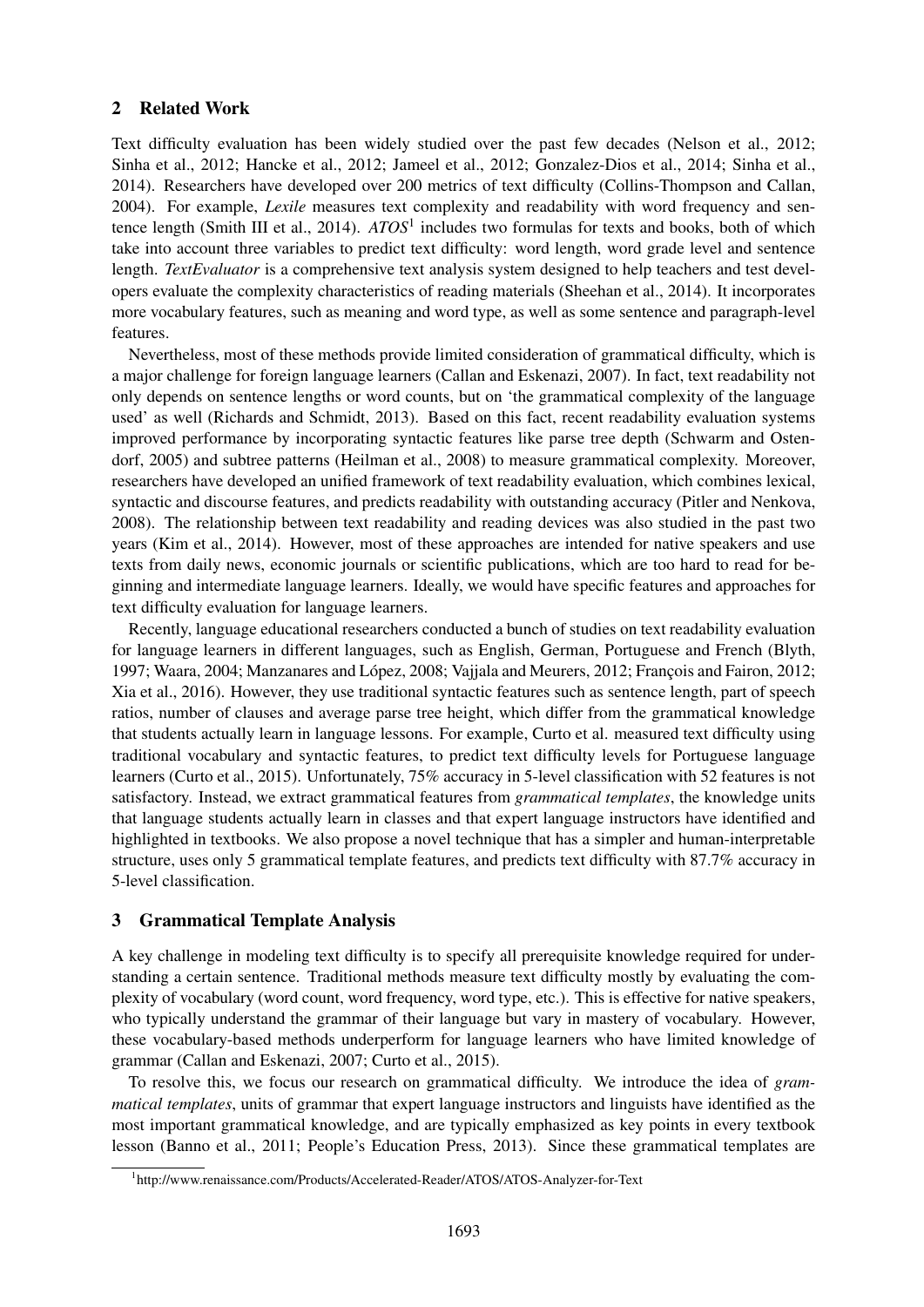## 2 Related Work

Text difficulty evaluation has been widely studied over the past few decades (Nelson et al., 2012; Sinha et al., 2012; Hancke et al., 2012; Jameel et al., 2012; Gonzalez-Dios et al., 2014; Sinha et al., 2014). Researchers have developed over 200 metrics of text difficulty (Collins-Thompson and Callan, 2004). For example, *Lexile* measures text complexity and readability with word frequency and sentence length (Smith III et al., 2014). *ATOS*[1] includes two formulas for texts and books, both of which take into account three variables to predict text difficulty: word length, word grade level and sentence length. *TextEvaluator* is a comprehensive text analysis system designed to help teachers and test developers evaluate the complexity characteristics of reading materials (Sheehan et al., 2014). It incorporates more vocabulary features, such as meaning and word type, as well as some sentence and paragraph-level features.

Nevertheless, most of these methods provide limited consideration of grammatical difficulty, which is a major challenge for foreign language learners (Callan and Eskenazi, 2007). In fact, text readability not only depends on sentence lengths or word counts, but on 'the grammatical complexity of the language used' as well (Richards and Schmidt, 2013). Based on this fact, recent readability evaluation systems improved performance by incorporating syntactic features like parse tree depth (Schwarm and Ostendorf, 2005) and subtree patterns (Heilman et al., 2008) to measure grammatical complexity. Moreover, researchers have developed an unified framework of text readability evaluation, which combines lexical, syntactic and discourse features, and predicts readability with outstanding accuracy (Pitler and Nenkova, 2008). The relationship between text readability and reading devices was also studied in the past two years (Kim et al., 2014). However, most of these approaches are intended for native speakers and use texts from daily news, economic journals or scientific publications, which are too hard to read for beginning and intermediate language learners. Ideally, we would have specific features and approaches for text difficulty evaluation for language learners.

Recently, language educational researchers conducted a bunch of studies on text readability evaluation for language learners in different languages, such as English, German, Portuguese and French (Blyth, 1997; Waara, 2004; Manzanares and López, 2008; Vajjala and Meurers, 2012; François and Fairon, 2012; Xia et al., 2016). However, they use traditional syntactic features such as sentence length, part of speech ratios, number of clauses and average parse tree height, which differ from the grammatical knowledge that students actually learn in language lessons. For example, Curto et al. measured text difficulty using traditional vocabulary and syntactic features, to predict text difficulty levels for Portuguese language learners (Curto et al., 2015). Unfortunately, 75% accuracy in 5-level classification with 52 features is not satisfactory. Instead, we extract grammatical features from *grammatical templates*, the knowledge units that language students actually learn in classes and that expert language instructors have identified and highlighted in textbooks. We also propose a novel technique that has a simpler and human-interpretable structure, uses only 5 grammatical template features, and predicts text difficulty with 87.7% accuracy in 5-level classification.

## 3 Grammatical Template Analysis

A key challenge in modeling text difficulty is to specify all prerequisite knowledge required for understanding a certain sentence. Traditional methods measure text difficulty mostly by evaluating the complexity of vocabulary (word count, word frequency, word type, etc.). This is effective for native speakers, who typically understand the grammar of their language but vary in mastery of vocabulary. However, these vocabulary-based methods underperform for language learners who have limited knowledge of grammar (Callan and Eskenazi, 2007; Curto et al., 2015).

To resolve this, we focus our research on grammatical difficulty. We introduce the idea of *grammatical templates*, units of grammar that expert language instructors and linguists have identified as the most important grammatical knowledge, and are typically emphasized as key points in every textbook lesson (Banno et al., 2011; People's Education Press, 2013). Since these grammatical templates are

[1] http://www.renaissance.com/Products/Accelerated-Reader/ATOS/ATOS-Analyzer-for-Text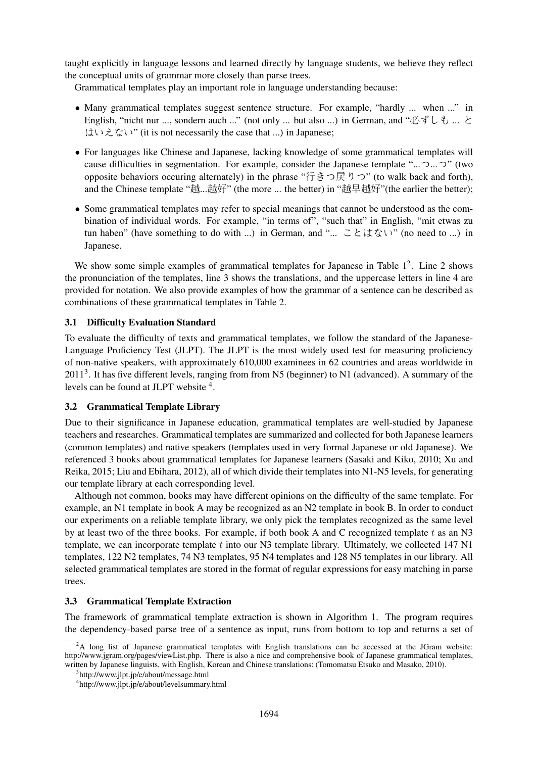taught explicitly in language lessons and learned directly by language students, we believe they reflect the conceptual units of grammar more closely than parse trees.

Grammatical templates play an important role in language understanding because:

- Many grammatical templates suggest sentence structure. For example, "hardly ... when ..." in English, "nicht nur ..., sondern auch ..." (not only ... but also ...) in German, and "必ずしも ... とはいえない" (it is not necessarily the case that ...) in Japanese;
- For languages like Chinese and Japanese, lacking knowledge of some grammatical templates will cause difficulties in segmentation. For example, consider the Japanese template "...つ...つ" (two opposite behaviors occuring alternately) in the phrase "行きつ戻りつ" (to walk back and forth), and the Chinese template "越...越好" (the more ... the better) in "越早越好"(the earlier the better);
- Some grammatical templates may refer to special meanings that cannot be understood as the combination of individual words. For example, "in terms of", "such that" in English, "mit etwas zu tun haben" (have something to do with ...) in German, and "... ことはない" (no need to ...) in Japanese.

We show some simple examples of grammatical templates for Japanese in Table 1[2]. Line 2 shows the pronunciation of the templates, line 3 shows the translations, and the uppercase letters in line 4 are provided for notation. We also provide examples of how the grammar of a sentence can be described as combinations of these grammatical templates in Table 2.

### 3.1 Difficulty Evaluation Standard

To evaluate the difficulty of texts and grammatical templates, we follow the standard of the Japanese-Language Proficiency Test (JLPT). The JLPT is the most widely used test for measuring proficiency of non-native speakers, with approximately 610,000 examinees in 62 countries and areas worldwide in 2011[3]. It has five different levels, ranging from from N5 (beginner) to N1 (advanced). A summary of the levels can be found at JLPT website [4].

### 3.2 Grammatical Template Library

Due to their significance in Japanese education, grammatical templates are well-studied by Japanese teachers and researches. Grammatical templates are summarized and collected for both Japanese learners (common templates) and native speakers (templates used in very formal Japanese or old Japanese). We referenced 3 books about grammatical templates for Japanese learners (Sasaki and Kiko, 2010; Xu and Reika, 2015; Liu and Ebihara, 2012), all of which divide their templates into N1-N5 levels, for generating our template library at each corresponding level.

Although not common, books may have different opinions on the difficulty of the same template. For example, an N1 template in book A may be recognized as an N2 template in book B. In order to conduct our experiments on a reliable template library, we only pick the templates recognized as the same level by at least two of the three books. For example, if both book A and C recognized template $t$ as an N3 template, we can incorporate template $t$ into our N3 template library. Ultimately, we collected 147 N1 templates, 122 N2 templates, 74 N3 templates, 95 N4 templates and 128 N5 templates in our library. All selected grammatical templates are stored in the format of regular expressions for easy matching in parse trees.

### 3.3 Grammatical Template Extraction

The framework of grammatical template extraction is shown in Algorithm 1. The program requires the dependency-based parse tree of a sentence as input, runs from bottom to top and returns a set of

---

[2] A long list of Japanese grammatical templates with English translations can be accessed at the JGram website: http://www.jgram.org/pages/viewList.php. There is also a nice and comprehensive book of Japanese grammatical templates, written by Japanese linguists, with English, Korean and Chinese translations: (Tomomatsu Etsuko and Masako, 2010).

[3] http://www.jlpt.jp/e/about/message.html

[4] http://www.jlpt.jp/e/about/levelsummary.html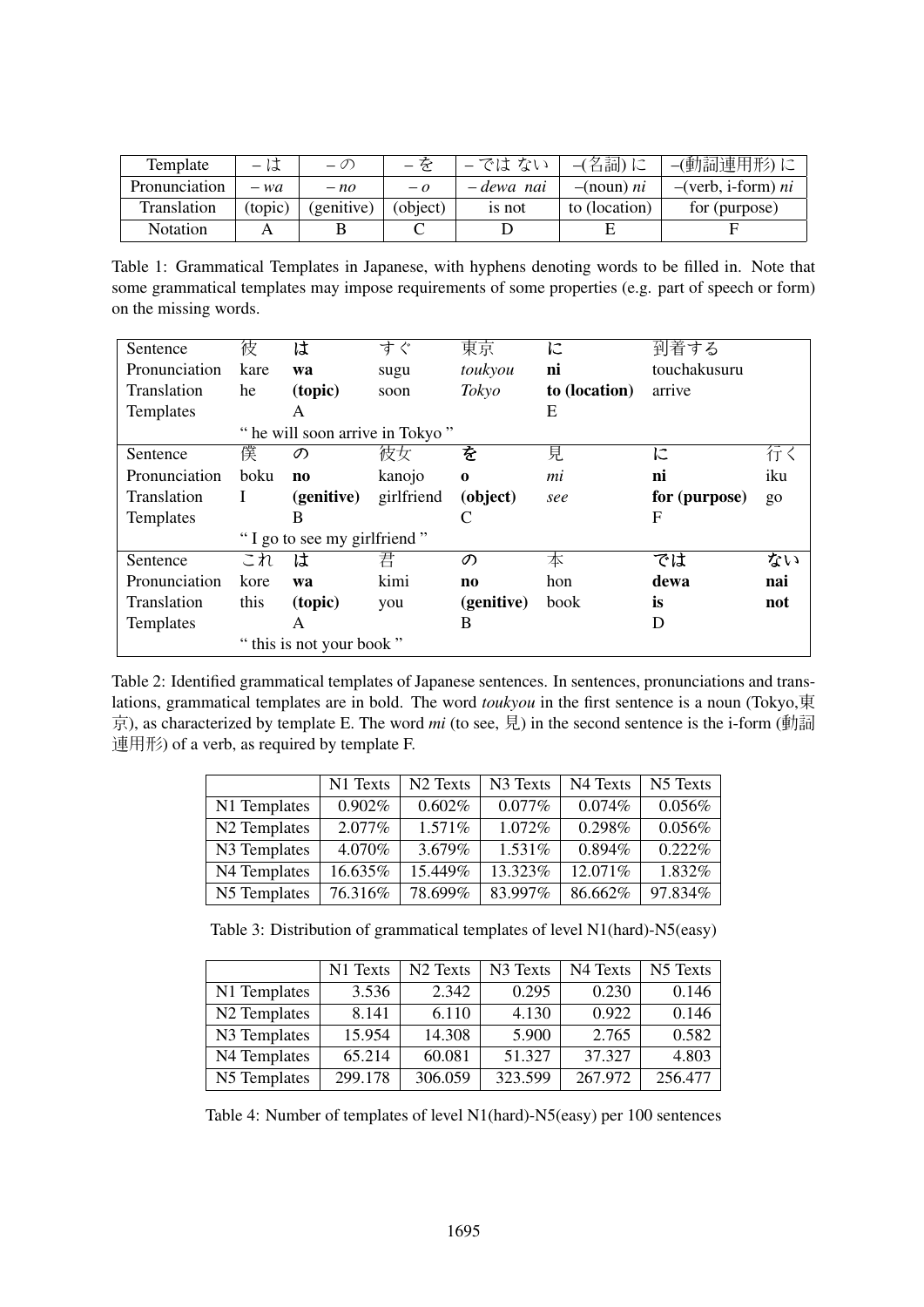| Template | – は | – の | – を | – では ない | –(名詞) に | –(動詞連用形) に |
|---|---|---|---|---|---|---|
| Pronunciation | – *wa* | – *no* | – *o* | – *dewa nai* | –(noun) *ni* | –(verb, i-form) *ni* |
| Translation | (topic) | (genitive) | (object) | is not | to (location) | for (purpose) |
| Notation | A | B | C | D | E | F |

Table 1: Grammatical Templates in Japanese, with hyphens denoting words to be filled in. Note that some grammatical templates may impose requirements of some properties (e.g. part of speech or form) on the missing words.

| Sentence | 彼 | **は** | すぐ | 東京 | **に** | 到着する | |
|---|---|---|---|---|---|---|---|
| Pronunciation | kare | **wa** | sugu | *toukyou* | **ni** | touchakusuru | |
| Translation | he | **(topic)** | soon | *Tokyo* | **to (location)** | arrive | |
| Templates | | A | | | E | | |
| | " he will soon arrive in Tokyo " | | | | | | |
| Sentence | 僕 | **の** | 彼女 | **を** | 見 | **に** | 行く |
| Pronunciation | boku | **no** | kanojo | **o** | *mi* | **ni** | iku |
| Translation | I | **(genitive)** | girlfriend | **(object)** | *see* | **for (purpose)** | go |
| Templates | | B | | C | | F | |
| | " I go to see my girlfriend " | | | | | | |
| Sentence | これ | **は** | 君 | **の** | 本 | **では** | **ない** |
| Pronunciation | kore | **wa** | kimi | **no** | hon | **dewa** | **nai** |
| Translation | this | **(topic)** | you | **(genitive)** | book | **is** | **not** |
| Templates | | A | | B | | D | |
| | " this is not your book " | | | | | | |

Table 2: Identified grammatical templates of Japanese sentences. In sentences, pronunciations and translations, grammatical templates are in bold. The word *toukyou* in the first sentence is a noun (Tokyo,東京), as characterized by template E. The word *mi* (to see, 見) in the second sentence is the i-form (動詞連用形) of a verb, as required by template F.

| | N1 Texts | N2 Texts | N3 Texts | N4 Texts | N5 Texts |
|---|---|---|---|---|---|
| N1 Templates | 0.902% | 0.602% | 0.077% | 0.074% | 0.056% |
| N2 Templates | 2.077% | 1.571% | 1.072% | 0.298% | 0.056% |
| N3 Templates | 4.070% | 3.679% | 1.531% | 0.894% | 0.222% |
| N4 Templates | 16.635% | 15.449% | 13.323% | 12.071% | 1.832% |
| N5 Templates | 76.316% | 78.699% | 83.997% | 86.662% | 97.834% |

Table 3: Distribution of grammatical templates of level N1(hard)-N5(easy)

| | N1 Texts | N2 Texts | N3 Texts | N4 Texts | N5 Texts |
|---|---|---|---|---|---|
| N1 Templates | 3.536 | 2.342 | 0.295 | 0.230 | 0.146 |
| N2 Templates | 8.141 | 6.110 | 4.130 | 0.922 | 0.146 |
| N3 Templates | 15.954 | 14.308 | 5.900 | 2.765 | 0.582 |
| N4 Templates | 65.214 | 60.081 | 51.327 | 37.327 | 4.803 |
| N5 Templates | 299.178 | 306.059 | 323.599 | 267.972 | 256.477 |

Table 4: Number of templates of level N1(hard)-N5(easy) per 100 sentences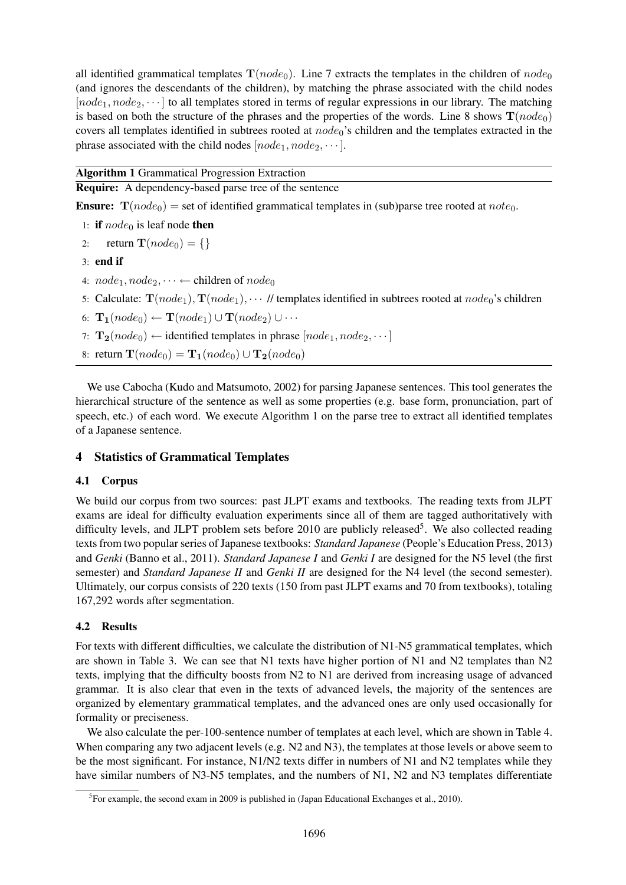all identified grammatical templates $\mathbf{T}(node_0)$. Line 7 extracts the templates in the children of $node_0$ (and ignores the descendants of the children), by matching the phrase associated with the child nodes $[node_1, node_2, \cdots]$ to all templates stored in terms of regular expressions in our library. The matching is based on both the structure of the phrases and the properties of the words. Line 8 shows $\mathbf{T}(node_0)$ covers all templates identified in subtrees rooted at $node_0$'s children and the templates extracted in the phrase associated with the child nodes $[node_1, node_2, \cdots]$.

**Algorithm 1** Grammatical Progression Extraction

**Require:** A dependency-based parse tree of the sentence

**Ensure:** $\mathbf{T}(node_0)$ = set of identified grammatical templates in (sub)parse tree rooted at $note_0$.

1: **if** $node_0$ is leaf node **then**
2: &nbsp;&nbsp;&nbsp;&nbsp;return $\mathbf{T}(node_0) = \{\}$
3: **end if**
4: $node_1, node_2, \cdots \leftarrow$ children of $node_0$
5: Calculate: $\mathbf{T}(node_1), \mathbf{T}(node_1), \cdots$ // templates identified in subtrees rooted at $node_0$'s children
6: $\mathbf{T_1}(node_0) \leftarrow \mathbf{T}(node_1) \cup \mathbf{T}(node_2) \cup \cdots$
7: $\mathbf{T_2}(node_0) \leftarrow$ identified templates in phrase $[node_1, node_2, \cdots]$
8: return $\mathbf{T}(node_0) = \mathbf{T_1}(node_0) \cup \mathbf{T_2}(node_0)$

We use Cabocha (Kudo and Matsumoto, 2002) for parsing Japanese sentences. This tool generates the hierarchical structure of the sentence as well as some properties (e.g. base form, pronunciation, part of speech, etc.) of each word. We execute Algorithm 1 on the parse tree to extract all identified templates of a Japanese sentence.

## 4 Statistics of Grammatical Templates

### 4.1 Corpus

We build our corpus from two sources: past JLPT exams and textbooks. The reading texts from JLPT exams are ideal for difficulty evaluation experiments since all of them are tagged authoritatively with difficulty levels, and JLPT problem sets before 2010 are publicly released[5]. We also collected reading texts from two popular series of Japanese textbooks: *Standard Japanese* (People's Education Press, 2013) and *Genki* (Banno et al., 2011). *Standard Japanese I* and *Genki I* are designed for the N5 level (the first semester) and *Standard Japanese II* and *Genki II* are designed for the N4 level (the second semester). Ultimately, our corpus consists of 220 texts (150 from past JLPT exams and 70 from textbooks), totaling 167,292 words after segmentation.

### 4.2 Results

For texts with different difficulties, we calculate the distribution of N1-N5 grammatical templates, which are shown in Table 3. We can see that N1 texts have higher portion of N1 and N2 templates than N2 texts, implying that the difficulty boosts from N2 to N1 are derived from increasing usage of advanced grammar. It is also clear that even in the texts of advanced levels, the majority of the sentences are organized by elementary grammatical templates, and the advanced ones are only used occasionally for formality or preciseness.

We also calculate the per-100-sentence number of templates at each level, which are shown in Table 4. When comparing any two adjacent levels (e.g. N2 and N3), the templates at those levels or above seem to be the most significant. For instance, N1/N2 texts differ in numbers of N1 and N2 templates while they have similar numbers of N3-N5 templates, and the numbers of N1, N2 and N3 templates differentiate

[5] For example, the second exam in 2009 is published in (Japan Educational Exchanges et al., 2010).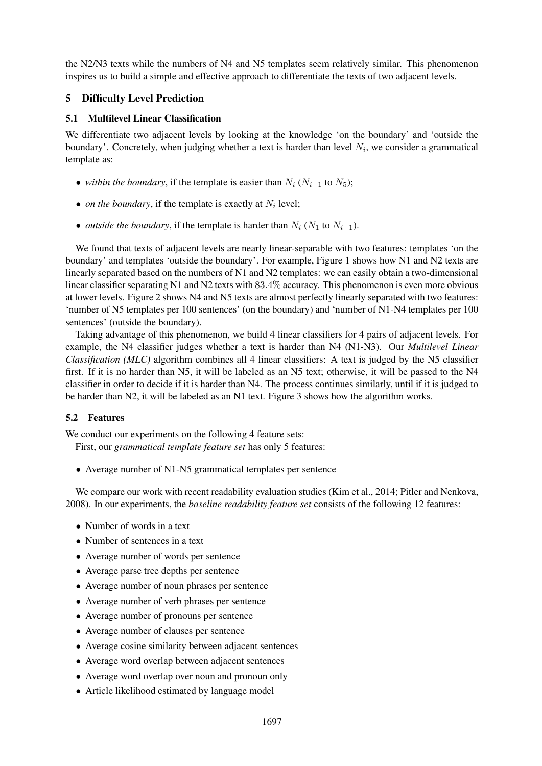the N2/N3 texts while the numbers of N4 and N5 templates seem relatively similar. This phenomenon inspires us to build a simple and effective approach to differentiate the texts of two adjacent levels.

## 5 Difficulty Level Prediction

### 5.1 Multilevel Linear Classification

We differentiate two adjacent levels by looking at the knowledge 'on the boundary' and 'outside the boundary'. Concretely, when judging whether a text is harder than level $N_i$, we consider a grammatical template as:

- *within the boundary*, if the template is easier than $N_i$ ($N_{i+1}$ to $N_5$);
- *on the boundary*, if the template is exactly at $N_i$ level;
- *outside the boundary*, if the template is harder than $N_i$ ($N_1$ to $N_{i-1}$).

We found that texts of adjacent levels are nearly linear-separable with two features: templates 'on the boundary' and templates 'outside the boundary'. For example, Figure 1 shows how N1 and N2 texts are linearly separated based on the numbers of N1 and N2 templates: we can easily obtain a two-dimensional linear classifier separating N1 and N2 texts with $83.4\%$ accuracy. This phenomenon is even more obvious at lower levels. Figure 2 shows N4 and N5 texts are almost perfectly linearly separated with two features: 'number of N5 templates per 100 sentences' (on the boundary) and 'number of N1-N4 templates per 100 sentences' (outside the boundary).

Taking advantage of this phenomenon, we build 4 linear classifiers for 4 pairs of adjacent levels. For example, the N4 classifier judges whether a text is harder than N4 (N1-N3). Our *Multilevel Linear Classification (MLC)* algorithm combines all 4 linear classifiers: A text is judged by the N5 classifier first. If it is no harder than N5, it will be labeled as an N5 text; otherwise, it will be passed to the N4 classifier in order to decide if it is harder than N4. The process continues similarly, until if it is judged to be harder than N2, it will be labeled as an N1 text. Figure 3 shows how the algorithm works.

### 5.2 Features

We conduct our experiments on the following 4 feature sets:

First, our *grammatical template feature set* has only 5 features:

- Average number of N1-N5 grammatical templates per sentence

We compare our work with recent readability evaluation studies (Kim et al., 2014; Pitler and Nenkova, 2008). In our experiments, the *baseline readability feature set* consists of the following 12 features:

- Number of words in a text
- Number of sentences in a text
- Average number of words per sentence
- Average parse tree depths per sentence
- Average number of noun phrases per sentence
- Average number of verb phrases per sentence
- Average number of pronouns per sentence
- Average number of clauses per sentence
- Average cosine similarity between adjacent sentences
- Average word overlap between adjacent sentences
- Average word overlap over noun and pronoun only
- Article likelihood estimated by language model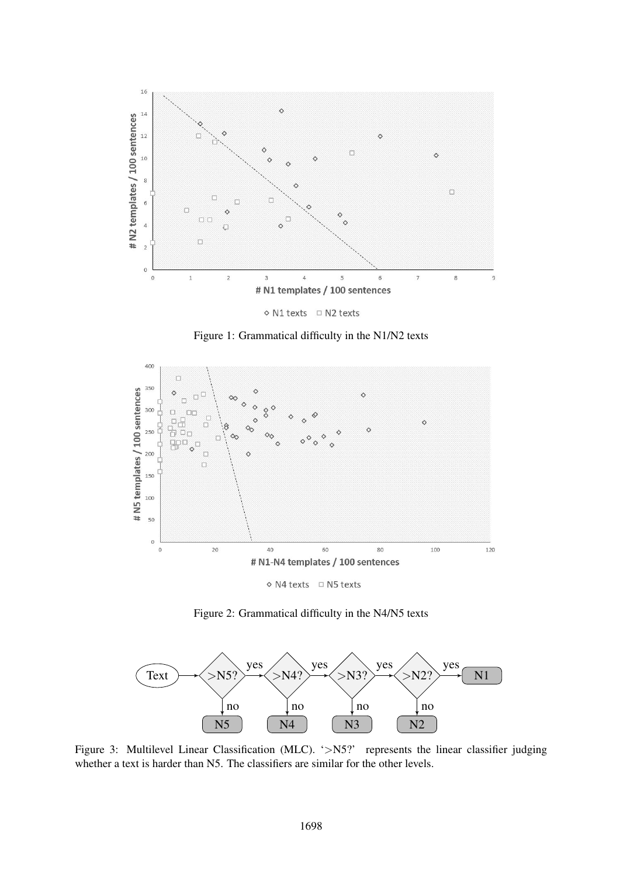Figure 1: Grammatical difficulty in the N1/N2 texts

Figure 2: Grammatical difficulty in the N4/N5 texts

Figure 3: Multilevel Linear Classification (MLC). '>N5?' represents the linear classifier judging whether a text is harder than N5. The classifiers are similar for the other levels.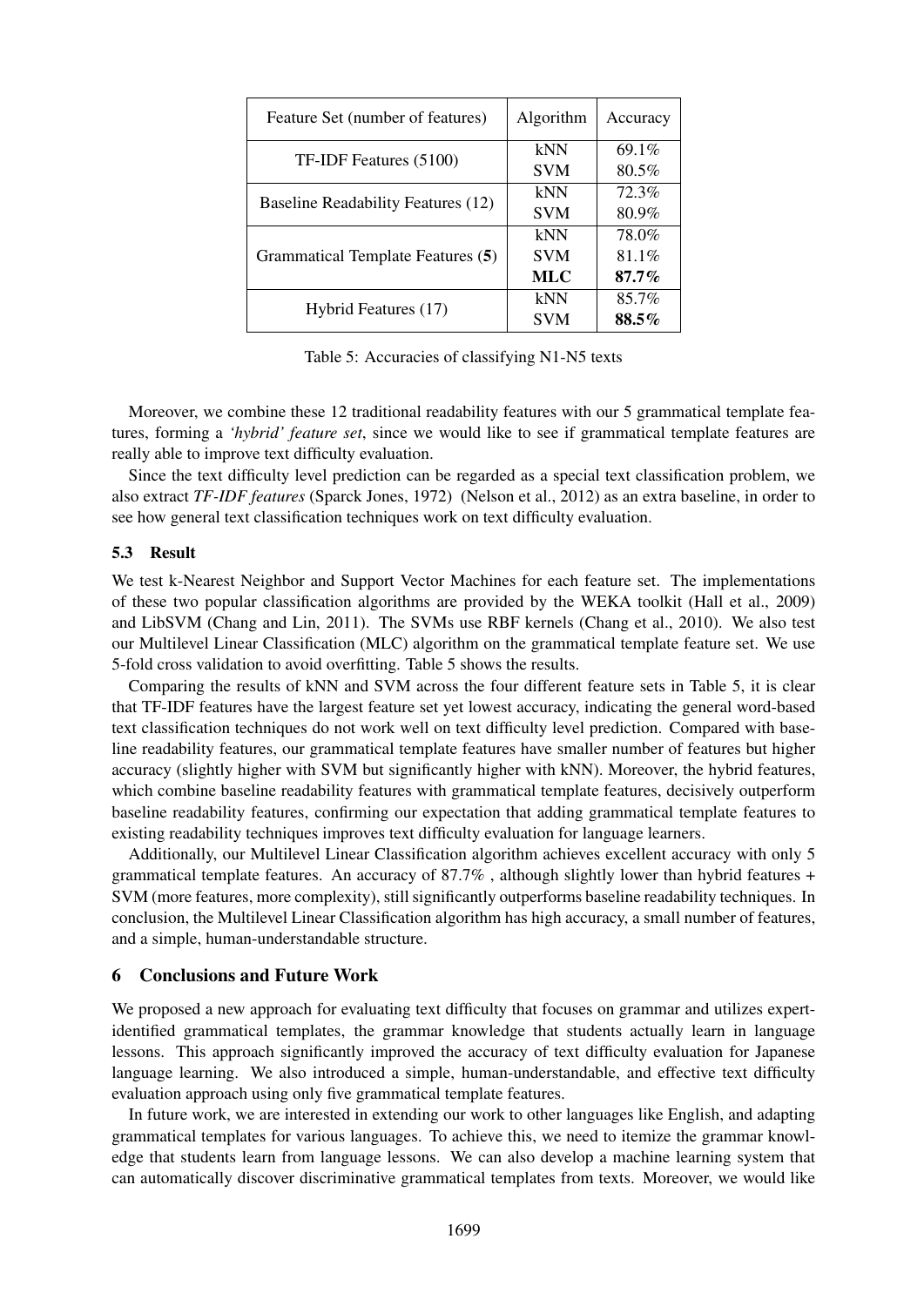| Feature Set (number of features) | Algorithm | Accuracy |
|---|---|---|
| TF-IDF Features (5100) | kNN | 69.1% |
| | SVM | 80.5% |
| Baseline Readability Features (12) | kNN | 72.3% |
| | SVM | 80.9% |
| Grammatical Template Features (**5**) | kNN | 78.0% |
| | SVM | 81.1% |
| | **MLC** | **87.7%** |
| Hybrid Features (17) | kNN | 85.7% |
| | SVM | **88.5%** |

Table 5: Accuracies of classifying N1-N5 texts

Moreover, we combine these 12 traditional readability features with our 5 grammatical template features, forming a *'hybrid' feature set*, since we would like to see if grammatical template features are really able to improve text difficulty evaluation.

Since the text difficulty level prediction can be regarded as a special text classification problem, we also extract *TF-IDF features* (Sparck Jones, 1972) (Nelson et al., 2012) as an extra baseline, in order to see how general text classification techniques work on text difficulty evaluation.

### 5.3 Result

We test k-Nearest Neighbor and Support Vector Machines for each feature set. The implementations of these two popular classification algorithms are provided by the WEKA toolkit (Hall et al., 2009) and LibSVM (Chang and Lin, 2011). The SVMs use RBF kernels (Chang et al., 2010). We also test our Multilevel Linear Classification (MLC) algorithm on the grammatical template feature set. We use 5-fold cross validation to avoid overfitting. Table 5 shows the results.

Comparing the results of kNN and SVM across the four different feature sets in Table 5, it is clear that TF-IDF features have the largest feature set yet lowest accuracy, indicating the general word-based text classification techniques do not work well on text difficulty level prediction. Compared with baseline readability features, our grammatical template features have smaller number of features but higher accuracy (slightly higher with SVM but significantly higher with kNN). Moreover, the hybrid features, which combine baseline readability features with grammatical template features, decisively outperform baseline readability features, confirming our expectation that adding grammatical template features to existing readability techniques improves text difficulty evaluation for language learners.

Additionally, our Multilevel Linear Classification algorithm achieves excellent accuracy with only 5 grammatical template features. An accuracy of 87.7% , although slightly lower than hybrid features + SVM (more features, more complexity), still significantly outperforms baseline readability techniques. In conclusion, the Multilevel Linear Classification algorithm has high accuracy, a small number of features, and a simple, human-understandable structure.

## 6 Conclusions and Future Work

We proposed a new approach for evaluating text difficulty that focuses on grammar and utilizes expert-identified grammatical templates, the grammar knowledge that students actually learn in language lessons. This approach significantly improved the accuracy of text difficulty evaluation for Japanese language learning. We also introduced a simple, human-understandable, and effective text difficulty evaluation approach using only five grammatical template features.

In future work, we are interested in extending our work to other languages like English, and adapting grammatical templates for various languages. To achieve this, we need to itemize the grammar knowledge that students learn from language lessons. We can also develop a machine learning system that can automatically discover discriminative grammatical templates from texts. Moreover, we would like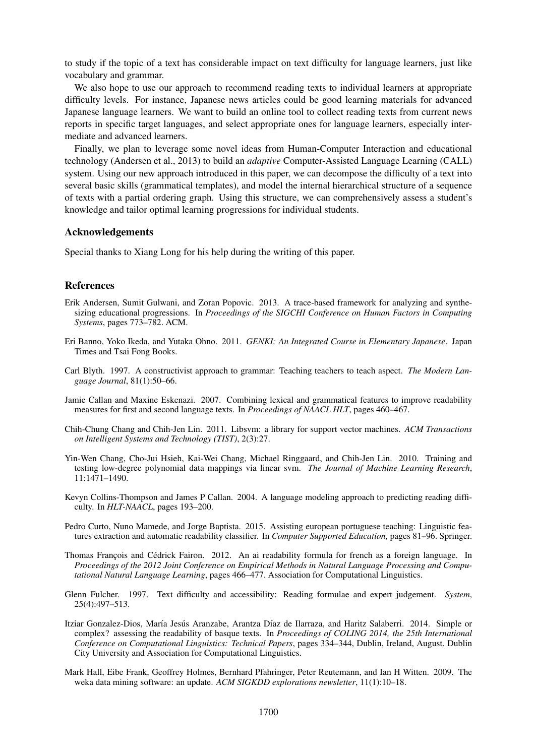to study if the topic of a text has considerable impact on text difficulty for language learners, just like vocabulary and grammar.

We also hope to use our approach to recommend reading texts to individual learners at appropriate difficulty levels. For instance, Japanese news articles could be good learning materials for advanced Japanese language learners. We want to build an online tool to collect reading texts from current news reports in specific target languages, and select appropriate ones for language learners, especially intermediate and advanced learners.

Finally, we plan to leverage some novel ideas from Human-Computer Interaction and educational technology (Andersen et al., 2013) to build an *adaptive* Computer-Assisted Language Learning (CALL) system. Using our new approach introduced in this paper, we can decompose the difficulty of a text into several basic skills (grammatical templates), and model the internal hierarchical structure of a sequence of texts with a partial ordering graph. Using this structure, we can comprehensively assess a student's knowledge and tailor optimal learning progressions for individual students.

## Acknowledgements

Special thanks to Xiang Long for his help during the writing of this paper.

## References

Erik Andersen, Sumit Gulwani, and Zoran Popovic. 2013. A trace-based framework for analyzing and synthesizing educational progressions. In *Proceedings of the SIGCHI Conference on Human Factors in Computing Systems*, pages 773–782. ACM.

Eri Banno, Yoko Ikeda, and Yutaka Ohno. 2011. *GENKI: An Integrated Course in Elementary Japanese*. Japan Times and Tsai Fong Books.

Carl Blyth. 1997. A constructivist approach to grammar: Teaching teachers to teach aspect. *The Modern Language Journal*, 81(1):50–66.

Jamie Callan and Maxine Eskenazi. 2007. Combining lexical and grammatical features to improve readability measures for first and second language texts. In *Proceedings of NAACL HLT*, pages 460–467.

Chih-Chung Chang and Chih-Jen Lin. 2011. Libsvm: a library for support vector machines. *ACM Transactions on Intelligent Systems and Technology (TIST)*, 2(3):27.

Yin-Wen Chang, Cho-Jui Hsieh, Kai-Wei Chang, Michael Ringgaard, and Chih-Jen Lin. 2010. Training and testing low-degree polynomial data mappings via linear svm. *The Journal of Machine Learning Research*, 11:1471–1490.

Kevyn Collins-Thompson and James P Callan. 2004. A language modeling approach to predicting reading difficulty. In *HLT-NAACL*, pages 193–200.

Pedro Curto, Nuno Mamede, and Jorge Baptista. 2015. Assisting european portuguese teaching: Linguistic features extraction and automatic readability classifier. In *Computer Supported Education*, pages 81–96. Springer.

Thomas François and Cédrick Fairon. 2012. An ai readability formula for french as a foreign language. In *Proceedings of the 2012 Joint Conference on Empirical Methods in Natural Language Processing and Computational Natural Language Learning*, pages 466–477. Association for Computational Linguistics.

Glenn Fulcher. 1997. Text difficulty and accessibility: Reading formulae and expert judgement. *System*, 25(4):497–513.

Itziar Gonzalez-Dios, María Jesús Aranzabe, Arantza Díaz de Ilarraza, and Haritz Salaberri. 2014. Simple or complex? assessing the readability of basque texts. In *Proceedings of COLING 2014, the 25th International Conference on Computational Linguistics: Technical Papers*, pages 334–344, Dublin, Ireland, August. Dublin City University and Association for Computational Linguistics.

Mark Hall, Eibe Frank, Geoffrey Holmes, Bernhard Pfahringer, Peter Reutemann, and Ian H Witten. 2009. The weka data mining software: an update. *ACM SIGKDD explorations newsletter*, 11(1):10–18.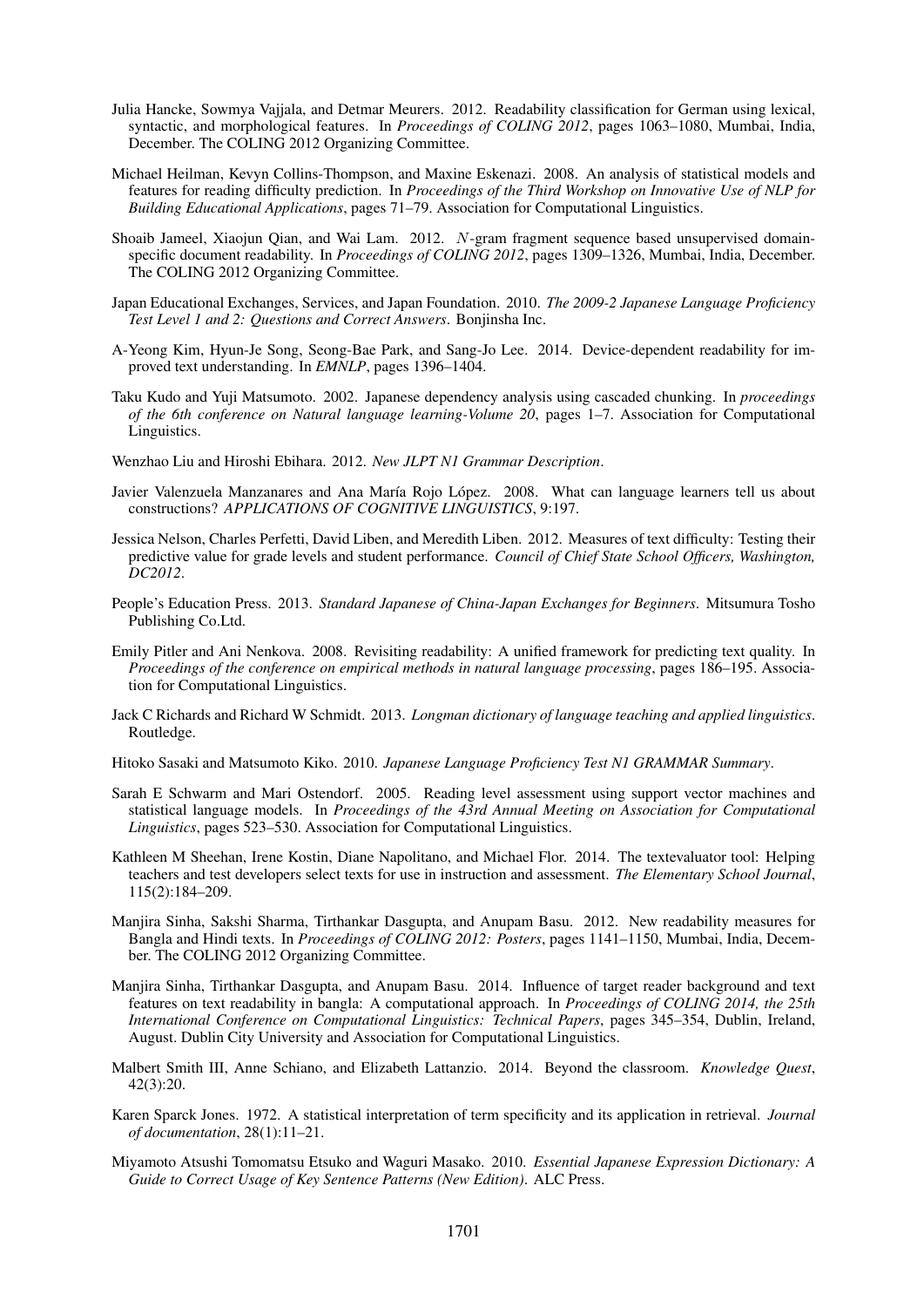Julia Hancke, Sowmya Vajjala, and Detmar Meurers. 2012. Readability classification for German using lexical, syntactic, and morphological features. In *Proceedings of COLING 2012*, pages 1063–1080, Mumbai, India, December. The COLING 2012 Organizing Committee.

Michael Heilman, Kevyn Collins-Thompson, and Maxine Eskenazi. 2008. An analysis of statistical models and features for reading difficulty prediction. In *Proceedings of the Third Workshop on Innovative Use of NLP for Building Educational Applications*, pages 71–79. Association for Computational Linguistics.

Shoaib Jameel, Xiaojun Qian, and Wai Lam. 2012. $N$-gram fragment sequence based unsupervised domain-specific document readability. In *Proceedings of COLING 2012*, pages 1309–1326, Mumbai, India, December. The COLING 2012 Organizing Committee.

Japan Educational Exchanges, Services, and Japan Foundation. 2010. *The 2009-2 Japanese Language Proficiency Test Level 1 and 2: Questions and Correct Answers*. Bonjinsha Inc.

A-Yeong Kim, Hyun-Je Song, Seong-Bae Park, and Sang-Jo Lee. 2014. Device-dependent readability for improved text understanding. In *EMNLP*, pages 1396–1404.

Taku Kudo and Yuji Matsumoto. 2002. Japanese dependency analysis using cascaded chunking. In *proceedings of the 6th conference on Natural language learning-Volume 20*, pages 1–7. Association for Computational Linguistics.

Wenzhao Liu and Hiroshi Ebihara. 2012. *New JLPT N1 Grammar Description*.

Javier Valenzuela Manzanares and Ana María Rojo López. 2008. What can language learners tell us about constructions? *APPLICATIONS OF COGNITIVE LINGUISTICS*, 9:197.

Jessica Nelson, Charles Perfetti, David Liben, and Meredith Liben. 2012. Measures of text difficulty: Testing their predictive value for grade levels and student performance. *Council of Chief State School Officers, Washington, DC2012*.

People's Education Press. 2013. *Standard Japanese of China-Japan Exchanges for Beginners*. Mitsumura Tosho Publishing Co.Ltd.

Emily Pitler and Ani Nenkova. 2008. Revisiting readability: A unified framework for predicting text quality. In *Proceedings of the conference on empirical methods in natural language processing*, pages 186–195. Association for Computational Linguistics.

Jack C Richards and Richard W Schmidt. 2013. *Longman dictionary of language teaching and applied linguistics*. Routledge.

Hitoko Sasaki and Matsumoto Kiko. 2010. *Japanese Language Proficiency Test N1 GRAMMAR Summary*.

Sarah E Schwarm and Mari Ostendorf. 2005. Reading level assessment using support vector machines and statistical language models. In *Proceedings of the 43rd Annual Meeting on Association for Computational Linguistics*, pages 523–530. Association for Computational Linguistics.

Kathleen M Sheehan, Irene Kostin, Diane Napolitano, and Michael Flor. 2014. The textevaluator tool: Helping teachers and test developers select texts for use in instruction and assessment. *The Elementary School Journal*, 115(2):184–209.

Manjira Sinha, Sakshi Sharma, Tirthankar Dasgupta, and Anupam Basu. 2012. New readability measures for Bangla and Hindi texts. In *Proceedings of COLING 2012: Posters*, pages 1141–1150, Mumbai, India, December. The COLING 2012 Organizing Committee.

Manjira Sinha, Tirthankar Dasgupta, and Anupam Basu. 2014. Influence of target reader background and text features on text readability in bangla: A computational approach. In *Proceedings of COLING 2014, the 25th International Conference on Computational Linguistics: Technical Papers*, pages 345–354, Dublin, Ireland, August. Dublin City University and Association for Computational Linguistics.

Malbert Smith III, Anne Schiano, and Elizabeth Lattanzio. 2014. Beyond the classroom. *Knowledge Quest*, 42(3):20.

Karen Sparck Jones. 1972. A statistical interpretation of term specificity and its application in retrieval. *Journal of documentation*, 28(1):11–21.

Miyamoto Atsushi Tomomatsu Etsuko and Waguri Masako. 2010. *Essential Japanese Expression Dictionary: A Guide to Correct Usage of Key Sentence Patterns (New Edition)*. ALC Press.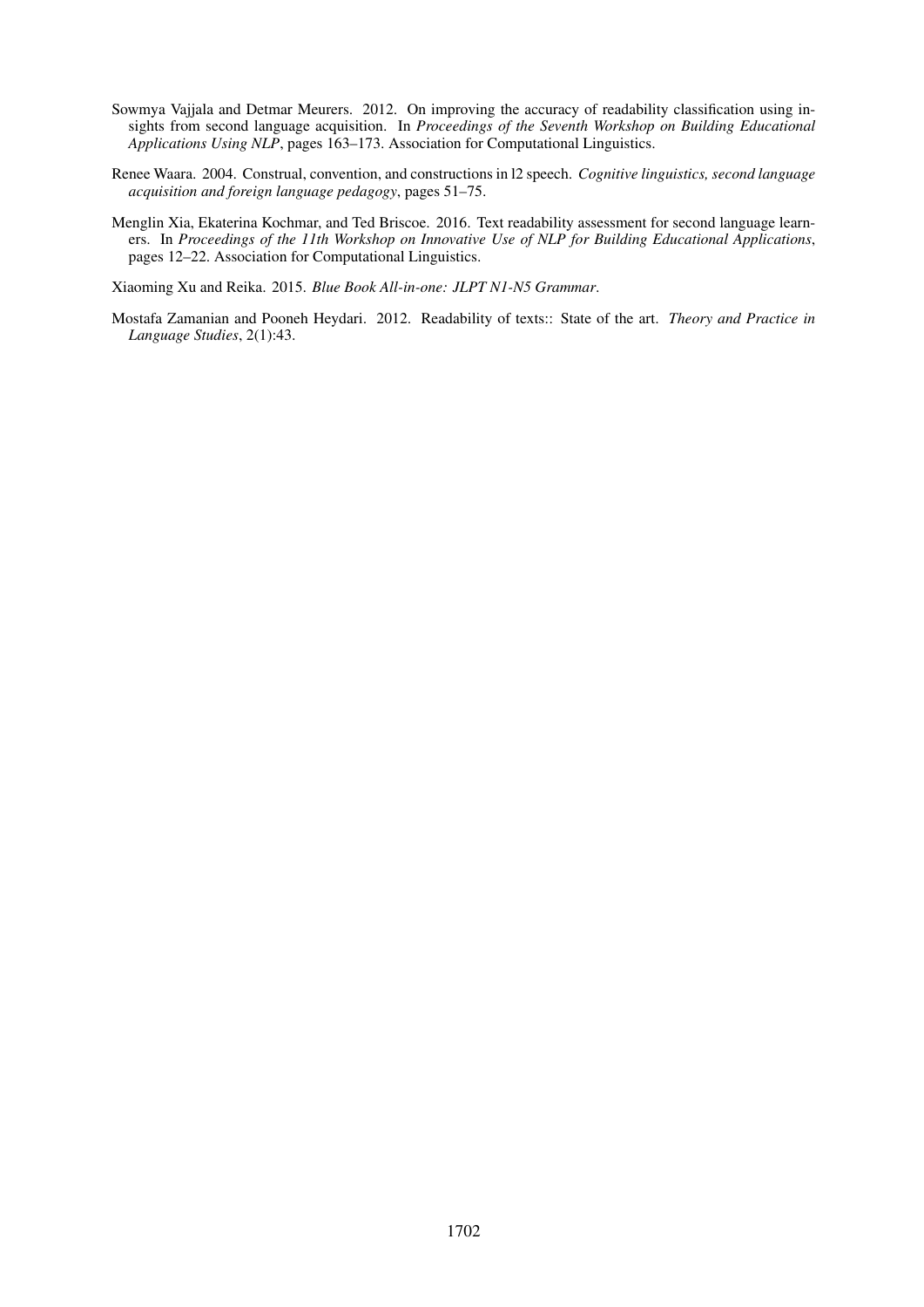Sowmya Vajjala and Detmar Meurers. 2012. On improving the accuracy of readability classification using insights from second language acquisition. In *Proceedings of the Seventh Workshop on Building Educational Applications Using NLP*, pages 163–173. Association for Computational Linguistics.

Renee Waara. 2004. Construal, convention, and constructions in l2 speech. *Cognitive linguistics, second language acquisition and foreign language pedagogy*, pages 51–75.

Menglin Xia, Ekaterina Kochmar, and Ted Briscoe. 2016. Text readability assessment for second language learners. In *Proceedings of the 11th Workshop on Innovative Use of NLP for Building Educational Applications*, pages 12–22. Association for Computational Linguistics.

Xiaoming Xu and Reika. 2015. *Blue Book All-in-one: JLPT N1-N5 Grammar*.

Mostafa Zamanian and Pooneh Heydari. 2012. Readability of texts:: State of the art. *Theory and Practice in Language Studies*, 2(1):43.